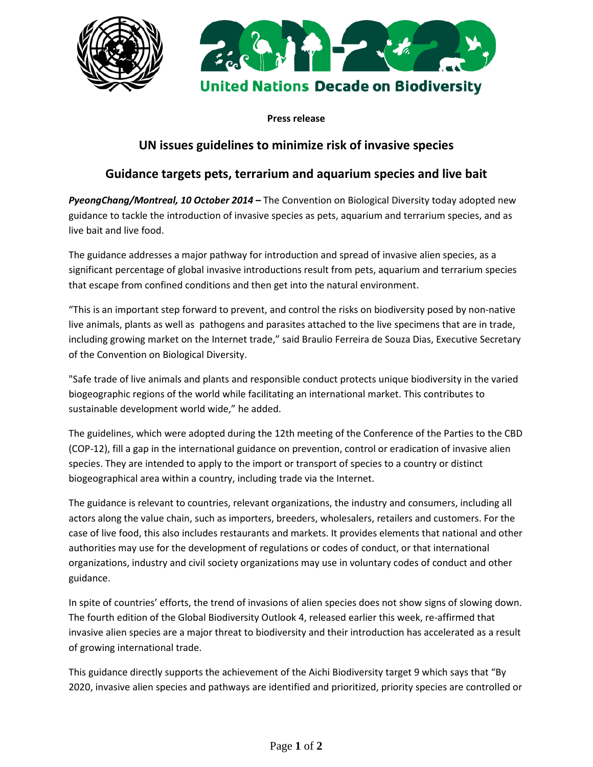United Nations Decade on Biodiversity

**Press release**

# UN issues guidelines to minimize risk of invasive species

## Guidance targets pets, terrarium and aquarium species and live bait

***PyeongChang/Montreal, 10 October 2014* –** The Convention on Biological Diversity today adopted new guidance to tackle the introduction of invasive species as pets, aquarium and terrarium species, and as live bait and live food.

The guidance addresses a major pathway for introduction and spread of invasive alien species, as a significant percentage of global invasive introductions result from pets, aquarium and terrarium species that escape from confined conditions and then get into the natural environment.

"This is an important step forward to prevent, and control the risks on biodiversity posed by non-native live animals, plants as well as pathogens and parasites attached to the live specimens that are in trade, including growing market on the Internet trade," said Braulio Ferreira de Souza Dias, Executive Secretary of the Convention on Biological Diversity.

"Safe trade of live animals and plants and responsible conduct protects unique biodiversity in the varied biogeographic regions of the world while facilitating an international market. This contributes to sustainable development world wide," he added.

The guidelines, which were adopted during the 12th meeting of the Conference of the Parties to the CBD (COP-12), fill a gap in the international guidance on prevention, control or eradication of invasive alien species. They are intended to apply to the import or transport of species to a country or distinct biogeographical area within a country, including trade via the Internet.

The guidance is relevant to countries, relevant organizations, the industry and consumers, including all actors along the value chain, such as importers, breeders, wholesalers, retailers and customers. For the case of live food, this also includes restaurants and markets. It provides elements that national and other authorities may use for the development of regulations or codes of conduct, or that international organizations, industry and civil society organizations may use in voluntary codes of conduct and other guidance.

In spite of countries' efforts, the trend of invasions of alien species does not show signs of slowing down. The fourth edition of the Global Biodiversity Outlook 4, released earlier this week, re-affirmed that invasive alien species are a major threat to biodiversity and their introduction has accelerated as a result of growing international trade.

This guidance directly supports the achievement of the Aichi Biodiversity target 9 which says that "By 2020, invasive alien species and pathways are identified and prioritized, priority species are controlled or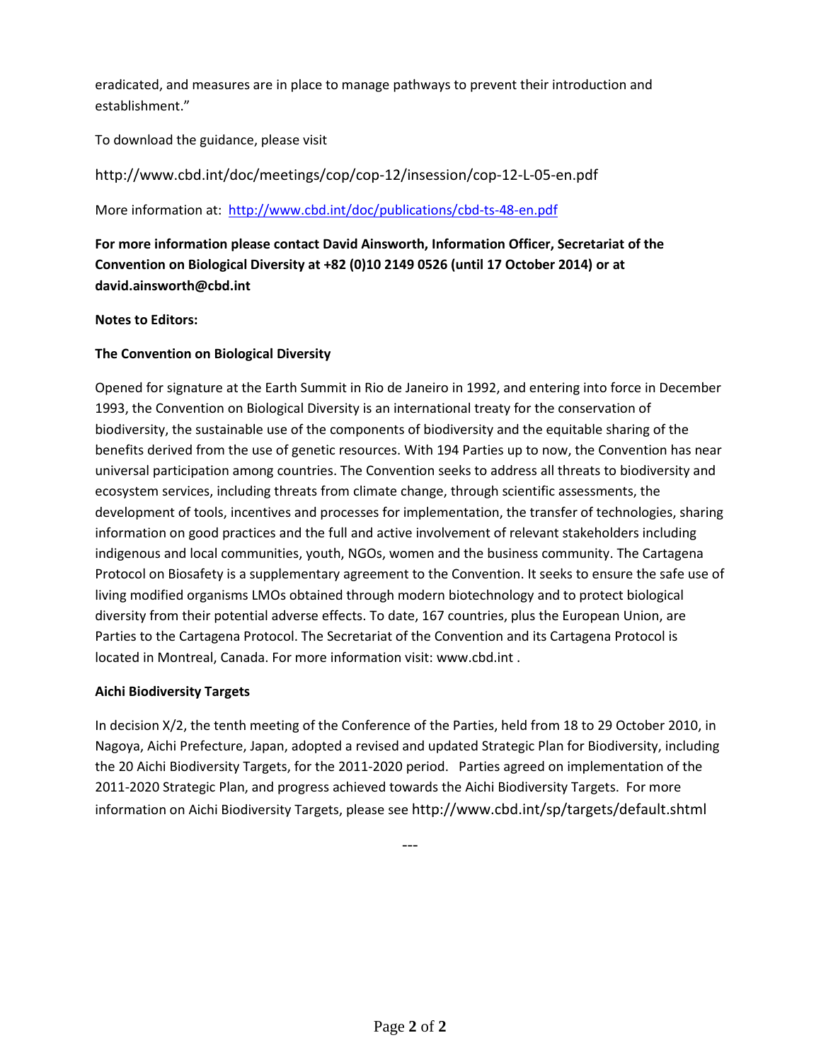eradicated, and measures are in place to manage pathways to prevent their introduction and establishment."

To download the guidance, please visit

http://www.cbd.int/doc/meetings/cop/cop-12/insession/cop-12-L-05-en.pdf

More information at: http://www.cbd.int/doc/publications/cbd-ts-48-en.pdf

**For more information please contact David Ainsworth, Information Officer, Secretariat of the Convention on Biological Diversity at +82 (0)10 2149 0526 (until 17 October 2014) or at david.ainsworth@cbd.int**

**Notes to Editors:**

**The Convention on Biological Diversity**

Opened for signature at the Earth Summit in Rio de Janeiro in 1992, and entering into force in December 1993, the Convention on Biological Diversity is an international treaty for the conservation of biodiversity, the sustainable use of the components of biodiversity and the equitable sharing of the benefits derived from the use of genetic resources. With 194 Parties up to now, the Convention has near universal participation among countries. The Convention seeks to address all threats to biodiversity and ecosystem services, including threats from climate change, through scientific assessments, the development of tools, incentives and processes for implementation, the transfer of technologies, sharing information on good practices and the full and active involvement of relevant stakeholders including indigenous and local communities, youth, NGOs, women and the business community. The Cartagena Protocol on Biosafety is a supplementary agreement to the Convention. It seeks to ensure the safe use of living modified organisms LMOs obtained through modern biotechnology and to protect biological diversity from their potential adverse effects. To date, 167 countries, plus the European Union, are Parties to the Cartagena Protocol. The Secretariat of the Convention and its Cartagena Protocol is located in Montreal, Canada. For more information visit: www.cbd.int .

**Aichi Biodiversity Targets**

In decision X/2, the tenth meeting of the Conference of the Parties, held from 18 to 29 October 2010, in Nagoya, Aichi Prefecture, Japan, adopted a revised and updated Strategic Plan for Biodiversity, including the 20 Aichi Biodiversity Targets, for the 2011-2020 period. Parties agreed on implementation of the 2011-2020 Strategic Plan, and progress achieved towards the Aichi Biodiversity Targets. For more information on Aichi Biodiversity Targets, please see http://www.cbd.int/sp/targets/default.shtml

---